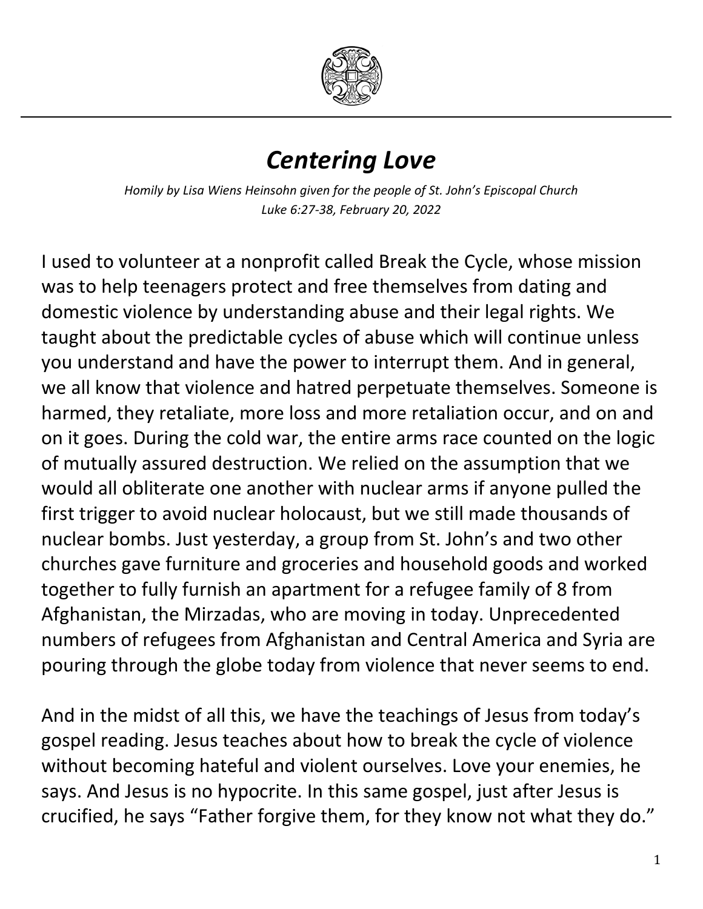# *Centering Love*

*Homily by Lisa Wiens Heinsohn given for the people of St. John's Episcopal Church*
*Luke 6:27-38, February 20, 2022*

I used to volunteer at a nonprofit called Break the Cycle, whose mission was to help teenagers protect and free themselves from dating and domestic violence by understanding abuse and their legal rights. We taught about the predictable cycles of abuse which will continue unless you understand and have the power to interrupt them. And in general, we all know that violence and hatred perpetuate themselves. Someone is harmed, they retaliate, more loss and more retaliation occur, and on and on it goes. During the cold war, the entire arms race counted on the logic of mutually assured destruction. We relied on the assumption that we would all obliterate one another with nuclear arms if anyone pulled the first trigger to avoid nuclear holocaust, but we still made thousands of nuclear bombs. Just yesterday, a group from St. John's and two other churches gave furniture and groceries and household goods and worked together to fully furnish an apartment for a refugee family of 8 from Afghanistan, the Mirzadas, who are moving in today. Unprecedented numbers of refugees from Afghanistan and Central America and Syria are pouring through the globe today from violence that never seems to end.

And in the midst of all this, we have the teachings of Jesus from today's gospel reading. Jesus teaches about how to break the cycle of violence without becoming hateful and violent ourselves. Love your enemies, he says. And Jesus is no hypocrite. In this same gospel, just after Jesus is crucified, he says "Father forgive them, for they know not what they do."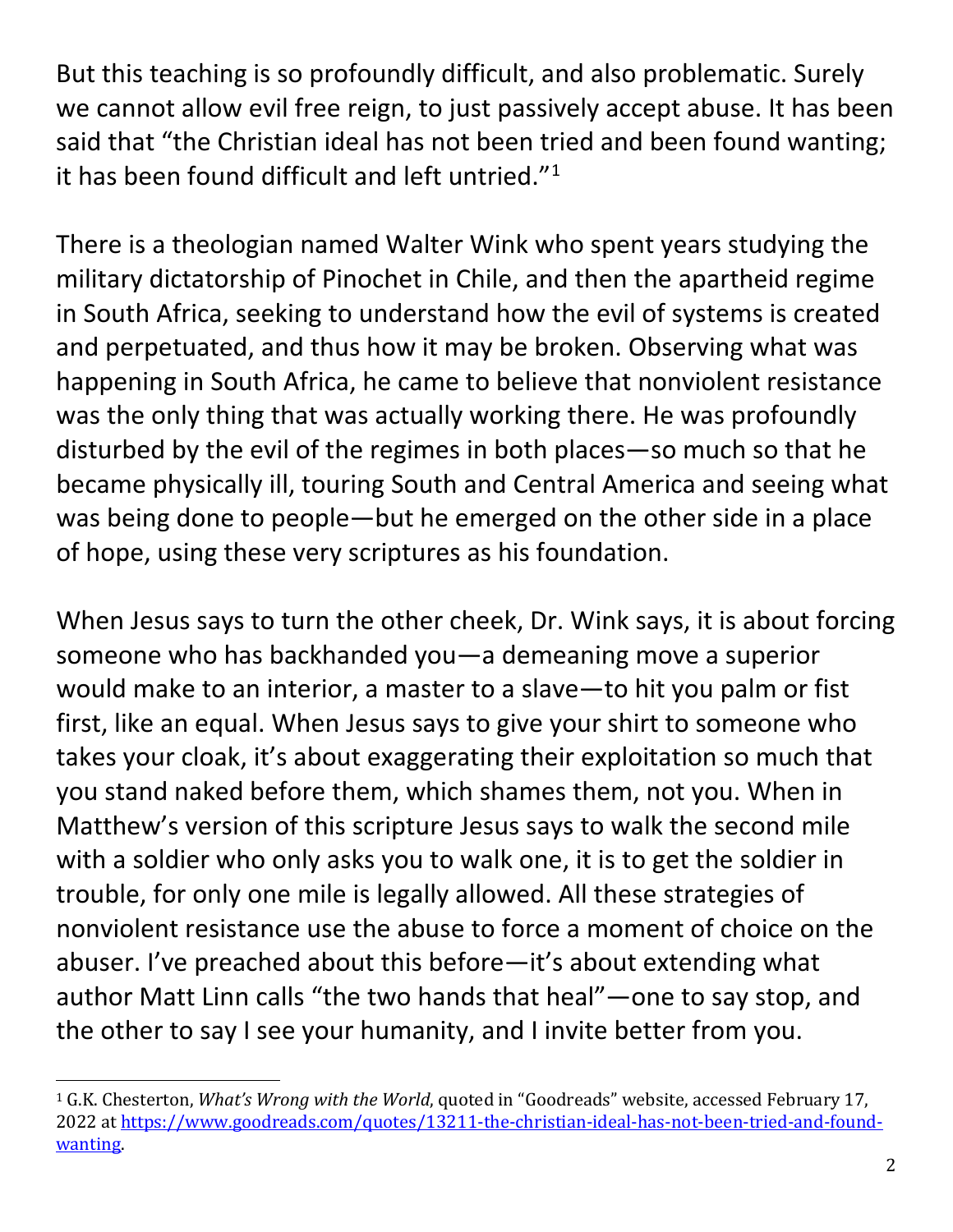But this teaching is so profoundly difficult, and also problematic. Surely we cannot allow evil free reign, to just passively accept abuse. It has been said that "the Christian ideal has not been tried and been found wanting; it has been found difficult and left untried."[1]

There is a theologian named Walter Wink who spent years studying the military dictatorship of Pinochet in Chile, and then the apartheid regime in South Africa, seeking to understand how the evil of systems is created and perpetuated, and thus how it may be broken. Observing what was happening in South Africa, he came to believe that nonviolent resistance was the only thing that was actually working there. He was profoundly disturbed by the evil of the regimes in both places—so much so that he became physically ill, touring South and Central America and seeing what was being done to people—but he emerged on the other side in a place of hope, using these very scriptures as his foundation.

When Jesus says to turn the other cheek, Dr. Wink says, it is about forcing someone who has backhanded you—a demeaning move a superior would make to an interior, a master to a slave—to hit you palm or fist first, like an equal. When Jesus says to give your shirt to someone who takes your cloak, it's about exaggerating their exploitation so much that you stand naked before them, which shames them, not you. When in Matthew's version of this scripture Jesus says to walk the second mile with a soldier who only asks you to walk one, it is to get the soldier in trouble, for only one mile is legally allowed. All these strategies of nonviolent resistance use the abuse to force a moment of choice on the abuser. I've preached about this before—it's about extending what author Matt Linn calls "the two hands that heal"—one to say stop, and the other to say I see your humanity, and I invite better from you.

---

[1] G.K. Chesterton, *What's Wrong with the World*, quoted in "Goodreads" website, accessed February 17, 2022 at https://www.goodreads.com/quotes/13211-the-christian-ideal-has-not-been-tried-and-found-wanting.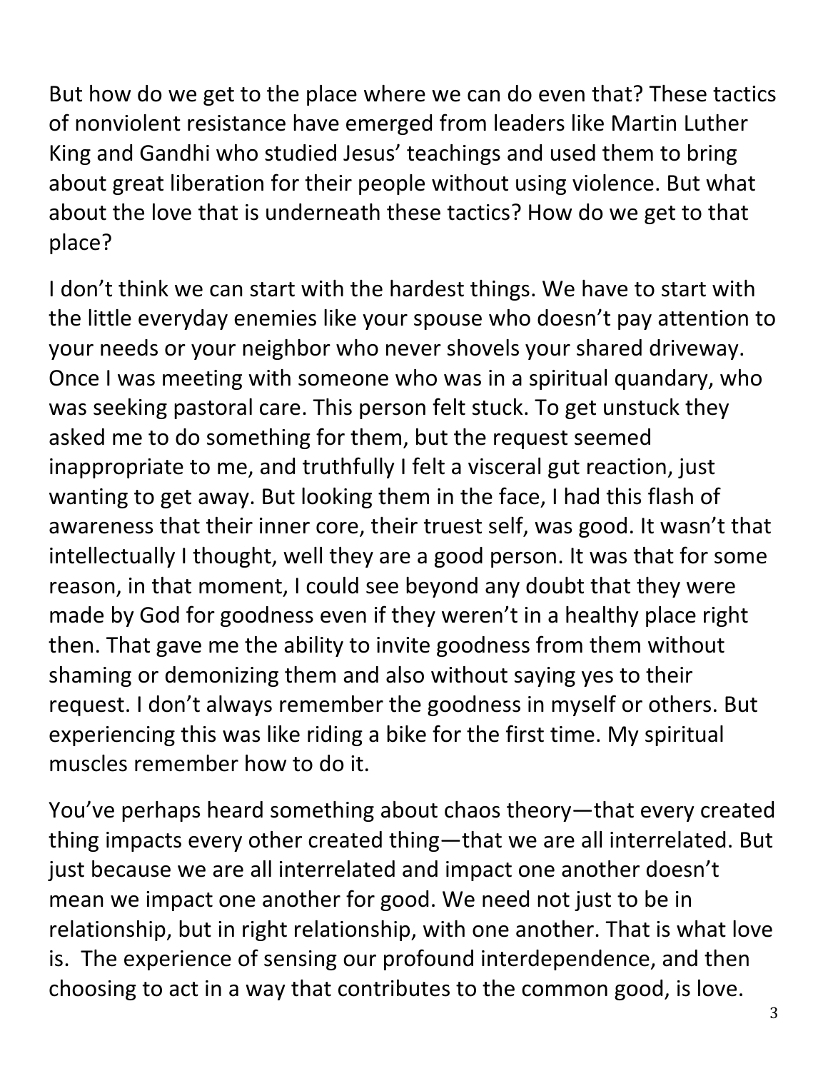But how do we get to the place where we can do even that? These tactics of nonviolent resistance have emerged from leaders like Martin Luther King and Gandhi who studied Jesus' teachings and used them to bring about great liberation for their people without using violence. But what about the love that is underneath these tactics? How do we get to that place?

I don't think we can start with the hardest things. We have to start with the little everyday enemies like your spouse who doesn't pay attention to your needs or your neighbor who never shovels your shared driveway. Once I was meeting with someone who was in a spiritual quandary, who was seeking pastoral care. This person felt stuck. To get unstuck they asked me to do something for them, but the request seemed inappropriate to me, and truthfully I felt a visceral gut reaction, just wanting to get away. But looking them in the face, I had this flash of awareness that their inner core, their truest self, was good. It wasn't that intellectually I thought, well they are a good person. It was that for some reason, in that moment, I could see beyond any doubt that they were made by God for goodness even if they weren't in a healthy place right then. That gave me the ability to invite goodness from them without shaming or demonizing them and also without saying yes to their request. I don't always remember the goodness in myself or others. But experiencing this was like riding a bike for the first time. My spiritual muscles remember how to do it.

You've perhaps heard something about chaos theory—that every created thing impacts every other created thing—that we are all interrelated. But just because we are all interrelated and impact one another doesn't mean we impact one another for good. We need not just to be in relationship, but in right relationship, with one another. That is what love is. The experience of sensing our profound interdependence, and then choosing to act in a way that contributes to the common good, is love.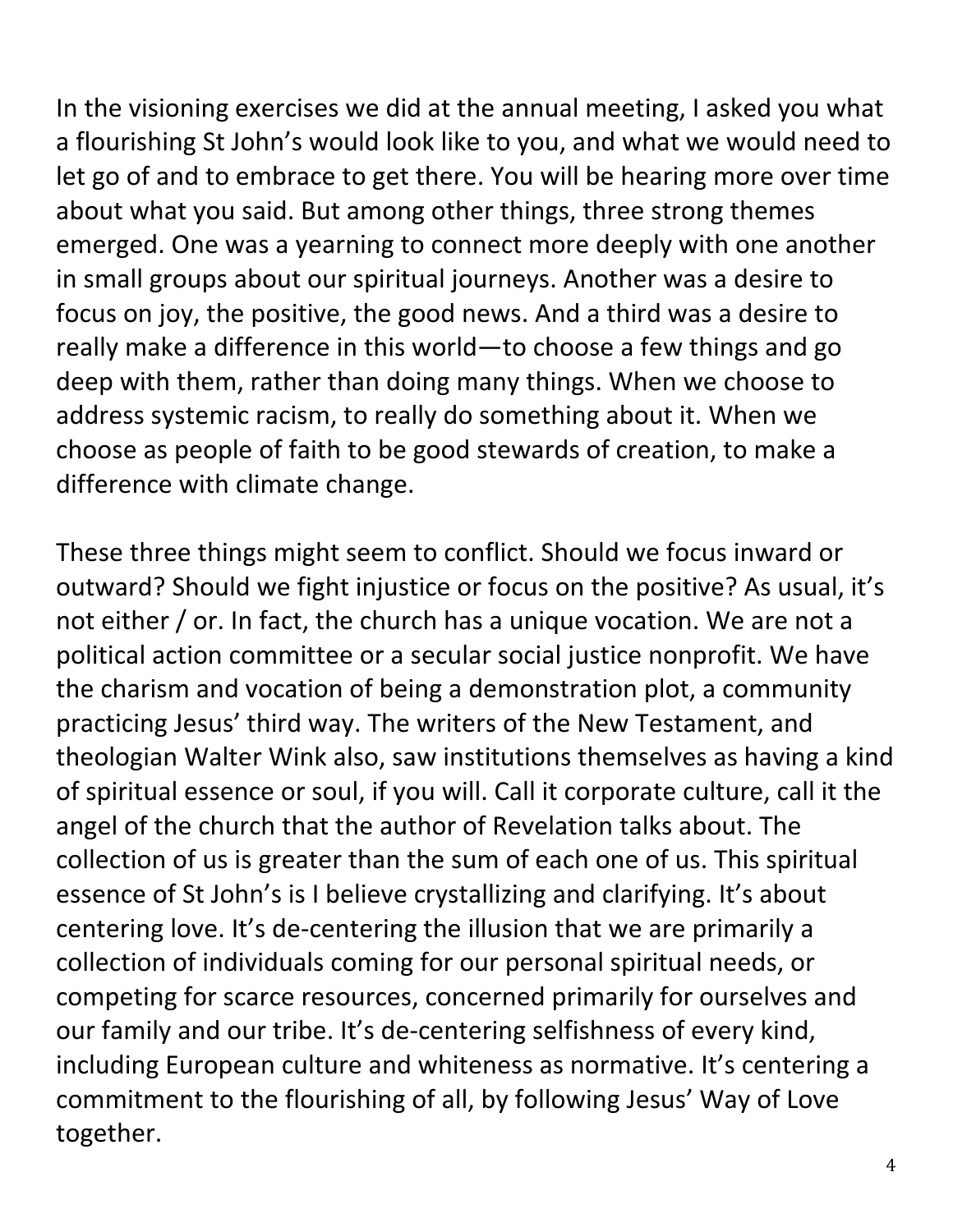In the visioning exercises we did at the annual meeting, I asked you what a flourishing St John's would look like to you, and what we would need to let go of and to embrace to get there. You will be hearing more over time about what you said. But among other things, three strong themes emerged. One was a yearning to connect more deeply with one another in small groups about our spiritual journeys. Another was a desire to focus on joy, the positive, the good news. And a third was a desire to really make a difference in this world—to choose a few things and go deep with them, rather than doing many things. When we choose to address systemic racism, to really do something about it. When we choose as people of faith to be good stewards of creation, to make a difference with climate change.

These three things might seem to conflict. Should we focus inward or outward? Should we fight injustice or focus on the positive? As usual, it's not either / or. In fact, the church has a unique vocation. We are not a political action committee or a secular social justice nonprofit. We have the charism and vocation of being a demonstration plot, a community practicing Jesus' third way. The writers of the New Testament, and theologian Walter Wink also, saw institutions themselves as having a kind of spiritual essence or soul, if you will. Call it corporate culture, call it the angel of the church that the author of Revelation talks about. The collection of us is greater than the sum of each one of us. This spiritual essence of St John's is I believe crystallizing and clarifying. It's about centering love. It's de-centering the illusion that we are primarily a collection of individuals coming for our personal spiritual needs, or competing for scarce resources, concerned primarily for ourselves and our family and our tribe. It's de-centering selfishness of every kind, including European culture and whiteness as normative. It's centering a commitment to the flourishing of all, by following Jesus' Way of Love together.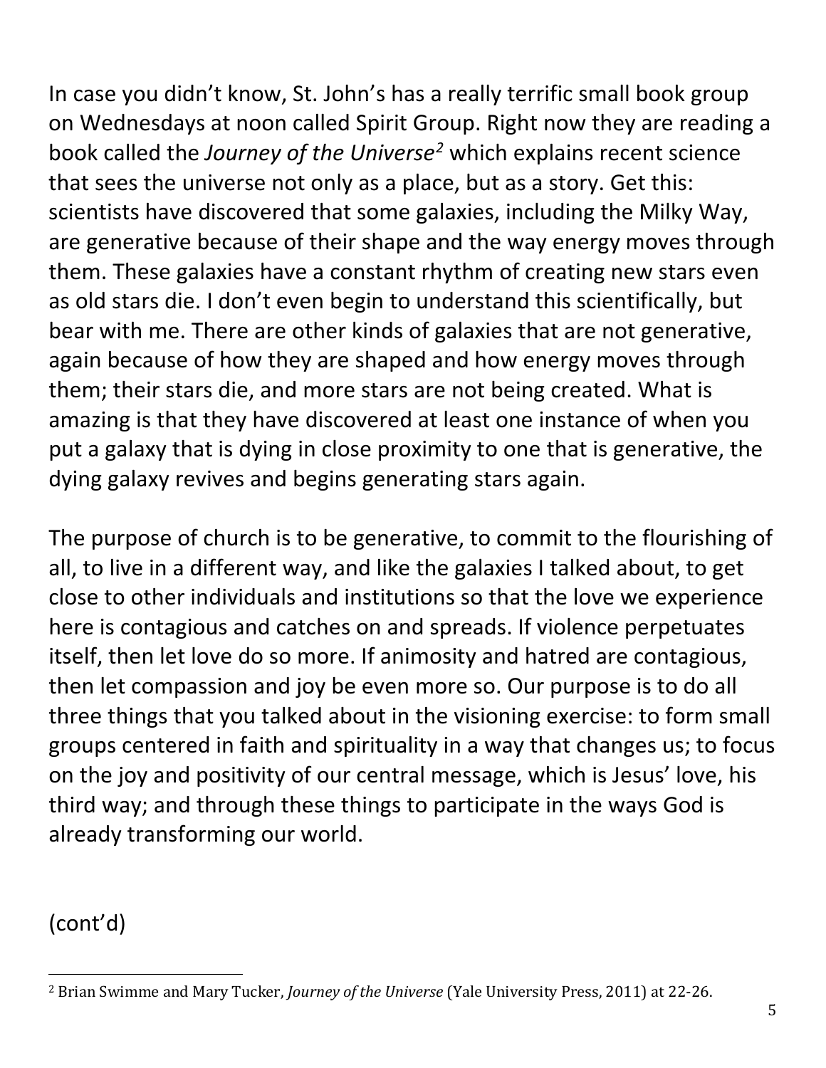In case you didn't know, St. John's has a really terrific small book group on Wednesdays at noon called Spirit Group. Right now they are reading a book called the *Journey of the Universe*[2] which explains recent science that sees the universe not only as a place, but as a story. Get this: scientists have discovered that some galaxies, including the Milky Way, are generative because of their shape and the way energy moves through them. These galaxies have a constant rhythm of creating new stars even as old stars die. I don't even begin to understand this scientifically, but bear with me. There are other kinds of galaxies that are not generative, again because of how they are shaped and how energy moves through them; their stars die, and more stars are not being created. What is amazing is that they have discovered at least one instance of when you put a galaxy that is dying in close proximity to one that is generative, the dying galaxy revives and begins generating stars again.

The purpose of church is to be generative, to commit to the flourishing of all, to live in a different way, and like the galaxies I talked about, to get close to other individuals and institutions so that the love we experience here is contagious and catches on and spreads. If violence perpetuates itself, then let love do so more. If animosity and hatred are contagious, then let compassion and joy be even more so. Our purpose is to do all three things that you talked about in the visioning exercise: to form small groups centered in faith and spirituality in a way that changes us; to focus on the joy and positivity of our central message, which is Jesus' love, his third way; and through these things to participate in the ways God is already transforming our world.

(cont'd)

---

[2] Brian Swimme and Mary Tucker, *Journey of the Universe* (Yale University Press, 2011) at 22-26.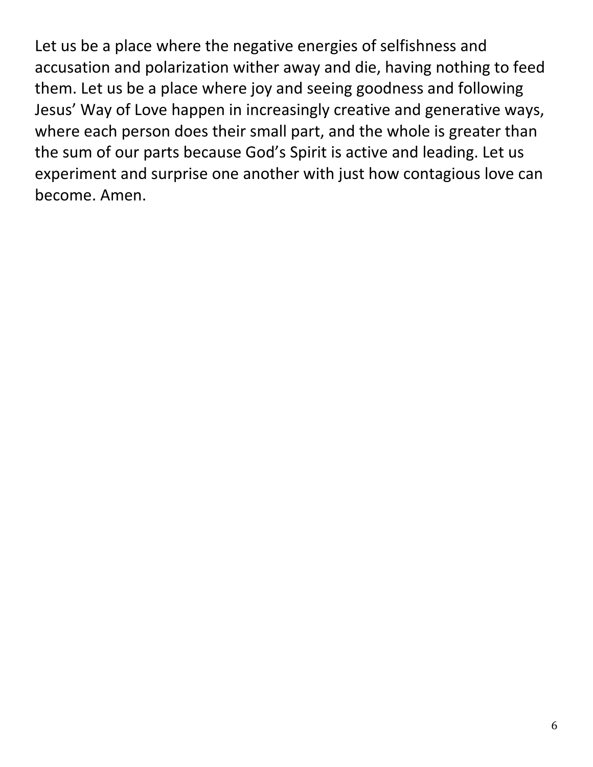Let us be a place where the negative energies of selfishness and accusation and polarization wither away and die, having nothing to feed them. Let us be a place where joy and seeing goodness and following Jesus' Way of Love happen in increasingly creative and generative ways, where each person does their small part, and the whole is greater than the sum of our parts because God's Spirit is active and leading. Let us experiment and surprise one another with just how contagious love can become. Amen.